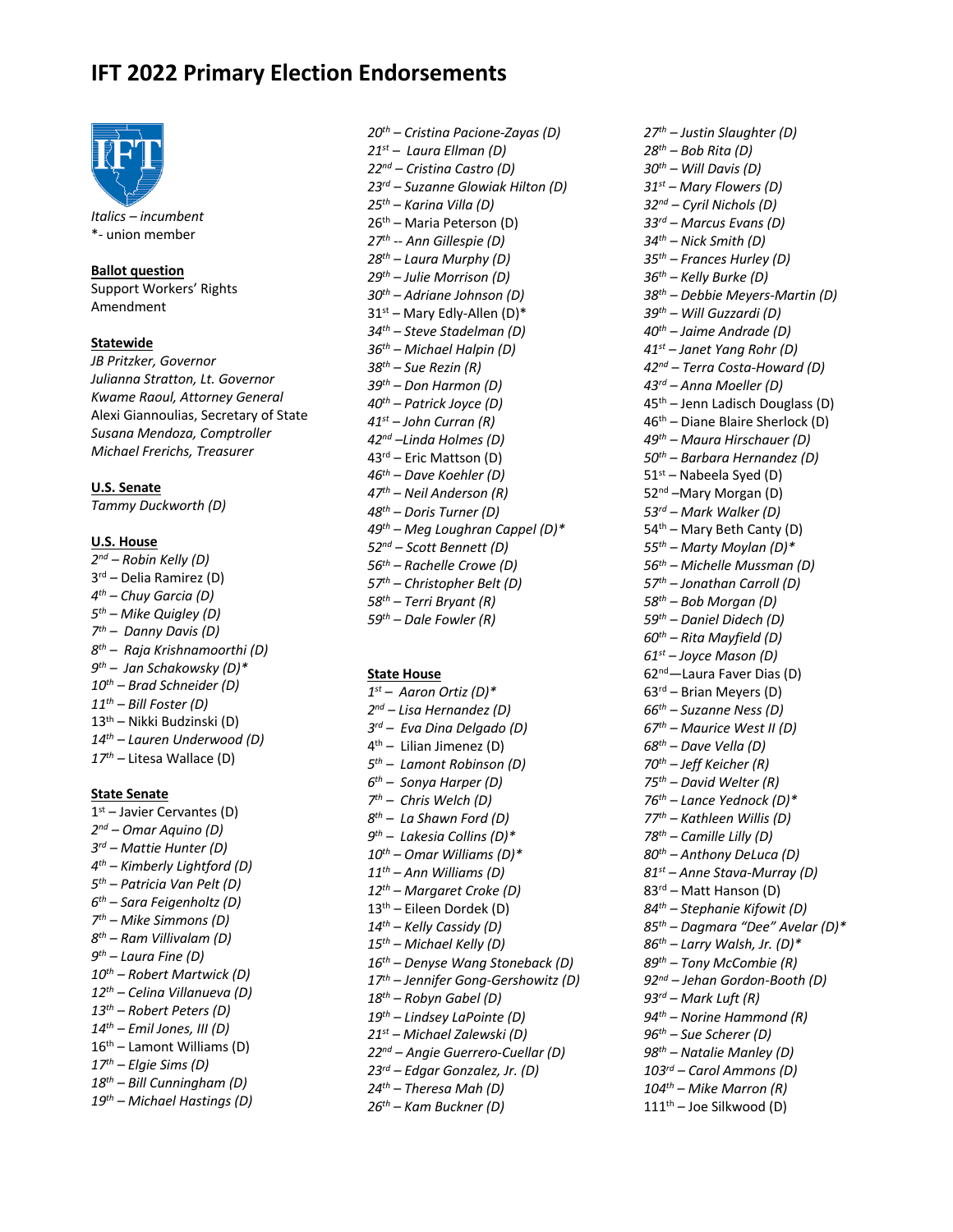# IFT 2022 Primary Election Endorsements

*Italics – incumbent*
*- union member

**Ballot question**

Support Workers' Rights Amendment

**Statewide**

*JB Pritzker, Governor*
*Julianna Stratton, Lt. Governor*
*Kwame Raoul, Attorney General*
Alexi Giannoulias, Secretary of State
*Susana Mendoza, Comptroller*
*Michael Frerichs, Treasurer*

**U.S. Senate**

*Tammy Duckworth (D)*

**U.S. House**

*2nd – Robin Kelly (D)*
3rd – Delia Ramirez (D)
*4th – Chuy Garcia (D)*
*5th – Mike Quigley (D)*
*7th – Danny Davis (D)*
*8th – Raja Krishnamoorthi (D)*
*9th – Jan Schakowsky (D)**
*10th – Brad Schneider (D)*
*11th – Bill Foster (D)*
13th – Nikki Budzinski (D)
*14th – Lauren Underwood (D)*
17th – Litesa Wallace (D)

**State Senate**

1st – Javier Cervantes (D)
*2nd – Omar Aquino (D)*
*3rd – Mattie Hunter (D)*
*4th – Kimberly Lightford (D)*
*5th – Patricia Van Pelt (D)*
*6th – Sara Feigenholtz (D)*
*7th – Mike Simmons (D)*
*8th – Ram Villivalam (D)*
*9th – Laura Fine (D)*
*10th – Robert Martwick (D)*
*12th – Celina Villanueva (D)*
*13th – Robert Peters (D)*
*14th – Emil Jones, III (D)*
16th – Lamont Williams (D)
*17th – Elgie Sims (D)*
*18th – Bill Cunningham (D)*
*19th – Michael Hastings (D)*
*20th – Cristina Pacione-Zayas (D)*
*21st – Laura Ellman (D)*
*22nd – Cristina Castro (D)*
*23rd – Suzanne Glowiak Hilton (D)*
*25th – Karina Villa (D)*
26th – Maria Peterson (D)
*27th -- Ann Gillespie (D)*
*28th – Laura Murphy (D)*
*29th – Julie Morrison (D)*
*30th – Adriane Johnson (D)*
31st – Mary Edly-Allen (D)*
*34th – Steve Stadelman (D)*
*36th – Michael Halpin (D)*
*38th – Sue Rezin (R)*
*39th – Don Harmon (D)*
*40th – Patrick Joyce (D)*
*41st – John Curran (R)*
*42nd –Linda Holmes (D)*
43rd – Eric Mattson (D)
*46th – Dave Koehler (D)*
*47th – Neil Anderson (R)*
*48th – Doris Turner (D)*
*49th – Meg Loughran Cappel (D)**
*52nd – Scott Bennett (D)*
*56th – Rachelle Crowe (D)*
*57th – Christopher Belt (D)*
*58th – Terri Bryant (R)*
*59th – Dale Fowler (R)*

**State House**

*1st – Aaron Ortiz (D)**
*2nd – Lisa Hernandez (D)*
*3rd – Eva Dina Delgado (D)*
4th – Lilian Jimenez (D)
*5th – Lamont Robinson (D)*
*6th – Sonya Harper (D)*
*7th – Chris Welch (D)*
*8th – La Shawn Ford (D)*
*9th – Lakesia Collins (D)**
*10th – Omar Williams (D)**
*11th – Ann Williams (D)*
*12th – Margaret Croke (D)*
13th – Eileen Dordek (D)
*14th – Kelly Cassidy (D)*
*15th – Michael Kelly (D)*
*16th – Denyse Wang Stoneback (D)*
*17th – Jennifer Gong-Gershowitz (D)*
*18th – Robyn Gabel (D)*
*19th – Lindsey LaPointe (D)*
*21st – Michael Zalewski (D)*
*22nd – Angie Guerrero-Cuellar (D)*
*23rd – Edgar Gonzalez, Jr. (D)*
*24th – Theresa Mah (D)*
*26th – Kam Buckner (D)*
*27th – Justin Slaughter (D)*
*28th – Bob Rita (D)*
*30th – Will Davis (D)*
*31st – Mary Flowers (D)*
*32nd – Cyril Nichols (D)*
*33rd – Marcus Evans (D)*
*34th – Nick Smith (D)*
*35th – Frances Hurley (D)*
*36th – Kelly Burke (D)*
*38th – Debbie Meyers-Martin (D)*
*39th – Will Guzzardi (D)*
*40th – Jaime Andrade (D)*
*41st – Janet Yang Rohr (D)*
*42nd – Terra Costa-Howard (D)*
*43rd – Anna Moeller (D)*
45th – Jenn Ladisch Douglass (D)
46th – Diane Blaire Sherlock (D)
*49th – Maura Hirschauer (D)*
*50th – Barbara Hernandez (D)*
51st – Nabeela Syed (D)
52nd –Mary Morgan (D)
*53rd – Mark Walker (D)*
54th – Mary Beth Canty (D)
*55th – Marty Moylan (D)**
*56th – Michelle Mussman (D)*
*57th – Jonathan Carroll (D)*
*58th – Bob Morgan (D)*
*59th – Daniel Didech (D)*
*60th – Rita Mayfield (D)*
*61st – Joyce Mason (D)*
62nd—Laura Faver Dias (D)
63rd – Brian Meyers (D)
*66th – Suzanne Ness (D)*
*67th – Maurice West II (D)*
*68th – Dave Vella (D)*
*70th – Jeff Keicher (R)*
*75th – David Welter (R)*
*76th – Lance Yednock (D)**
*77th – Kathleen Willis (D)*
*78th – Camille Lilly (D)*
*80th – Anthony DeLuca (D)*
*81st – Anne Stava-Murray (D)*
83rd – Matt Hanson (D)
*84th – Stephanie Kifowit (D)*
*85th – Dagmara "Dee" Avelar (D)**
*86th – Larry Walsh, Jr. (D)**
*89th – Tony McCombie (R)*
*92nd – Jehan Gordon-Booth (D)*
*93rd – Mark Luft (R)*
*94th – Norine Hammond (R)*
*96th – Sue Scherer (D)*
*98th – Natalie Manley (D)*
*103rd – Carol Ammons (D)*
*104th – Mike Marron (R)*
111th – Joe Silkwood (D)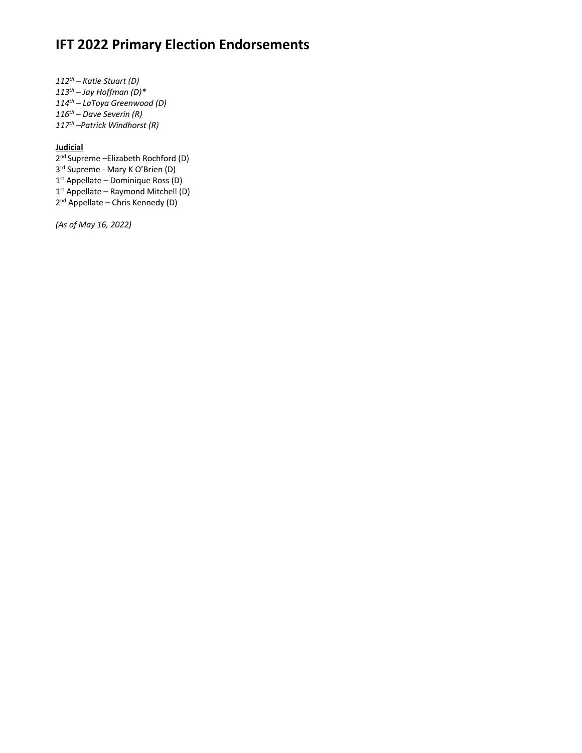# IFT 2022 Primary Election Endorsements

*112th – Katie Stuart (D)*
*113th – Jay Hoffman (D)**
*114th – LaToya Greenwood (D)*
*116th – Dave Severin (R)*
*117th –Patrick Windhorst (R)*

**Judicial**

2nd Supreme –Elizabeth Rochford (D)
3rd Supreme - Mary K O'Brien (D)
1st Appellate – Dominique Ross (D)
1st Appellate – Raymond Mitchell (D)
2nd Appellate – Chris Kennedy (D)

*(As of May 16, 2022)*